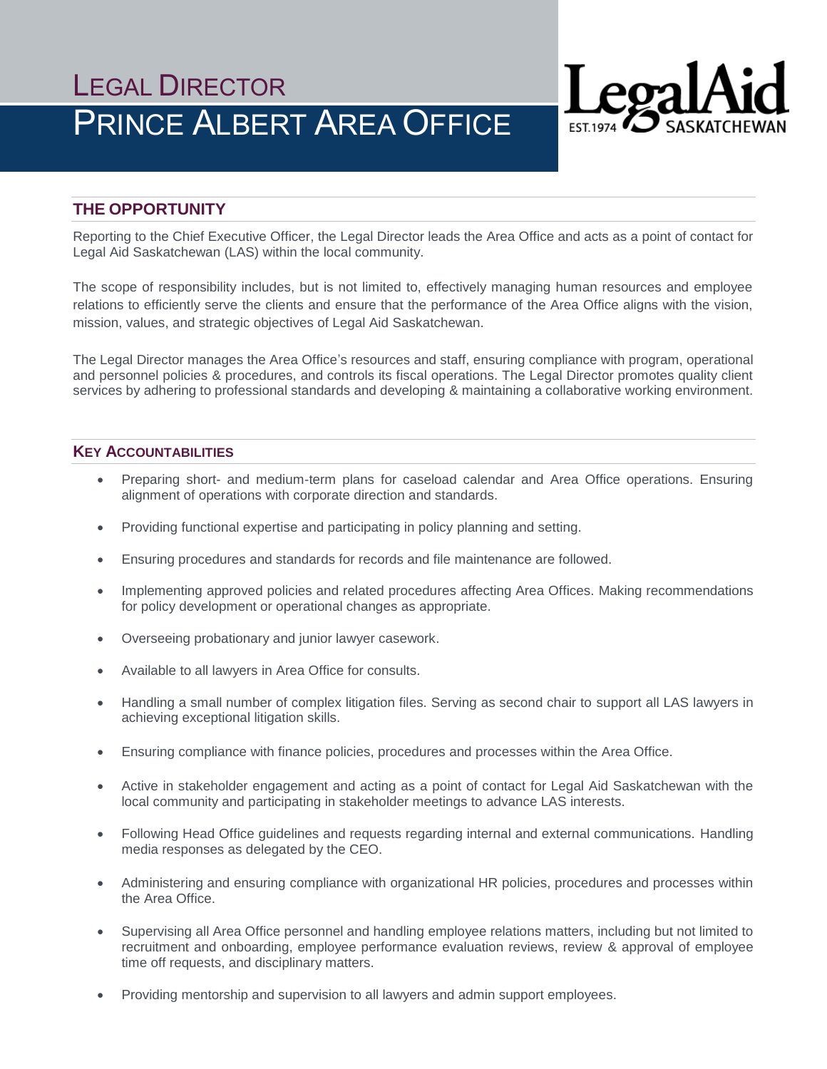# LEGAL DIRECTOR

# PRINCE ALBERT AREA OFFICE

LegalAid EST.1974 SASKATCHEWAN

## THE OPPORTUNITY

Reporting to the Chief Executive Officer, the Legal Director leads the Area Office and acts as a point of contact for Legal Aid Saskatchewan (LAS) within the local community.

The scope of responsibility includes, but is not limited to, effectively managing human resources and employee relations to efficiently serve the clients and ensure that the performance of the Area Office aligns with the vision, mission, values, and strategic objectives of Legal Aid Saskatchewan.

The Legal Director manages the Area Office's resources and staff, ensuring compliance with program, operational and personnel policies & procedures, and controls its fiscal operations. The Legal Director promotes quality client services by adhering to professional standards and developing & maintaining a collaborative working environment.

## KEY ACCOUNTABILITIES

- Preparing short- and medium-term plans for caseload calendar and Area Office operations. Ensuring alignment of operations with corporate direction and standards.
- Providing functional expertise and participating in policy planning and setting.
- Ensuring procedures and standards for records and file maintenance are followed.
- Implementing approved policies and related procedures affecting Area Offices. Making recommendations for policy development or operational changes as appropriate.
- Overseeing probationary and junior lawyer casework.
- Available to all lawyers in Area Office for consults.
- Handling a small number of complex litigation files. Serving as second chair to support all LAS lawyers in achieving exceptional litigation skills.
- Ensuring compliance with finance policies, procedures and processes within the Area Office.
- Active in stakeholder engagement and acting as a point of contact for Legal Aid Saskatchewan with the local community and participating in stakeholder meetings to advance LAS interests.
- Following Head Office guidelines and requests regarding internal and external communications. Handling media responses as delegated by the CEO.
- Administering and ensuring compliance with organizational HR policies, procedures and processes within the Area Office.
- Supervising all Area Office personnel and handling employee relations matters, including but not limited to recruitment and onboarding, employee performance evaluation reviews, review & approval of employee time off requests, and disciplinary matters.
- Providing mentorship and supervision to all lawyers and admin support employees.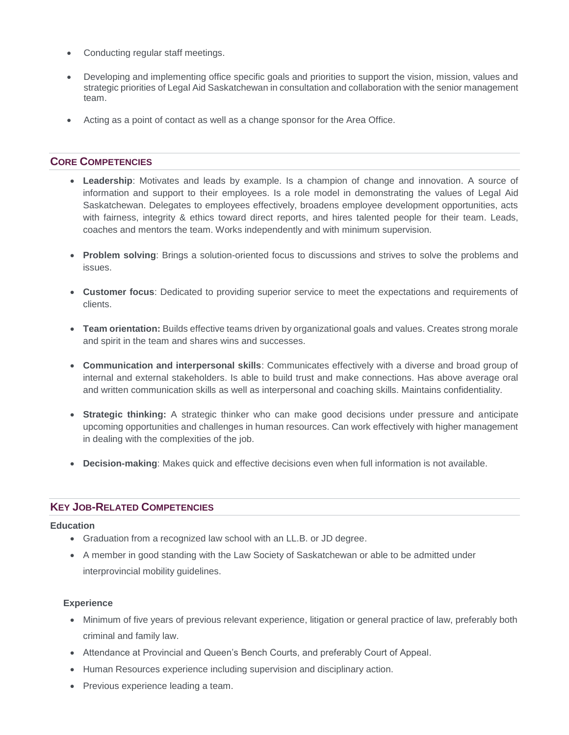- Conducting regular staff meetings.
- Developing and implementing office specific goals and priorities to support the vision, mission, values and strategic priorities of Legal Aid Saskatchewan in consultation and collaboration with the senior management team.
- Acting as a point of contact as well as a change sponsor for the Area Office.

## CORE COMPETENCIES

- **Leadership**: Motivates and leads by example. Is a champion of change and innovation. A source of information and support to their employees. Is a role model in demonstrating the values of Legal Aid Saskatchewan. Delegates to employees effectively, broadens employee development opportunities, acts with fairness, integrity & ethics toward direct reports, and hires talented people for their team. Leads, coaches and mentors the team. Works independently and with minimum supervision.
- **Problem solving**: Brings a solution-oriented focus to discussions and strives to solve the problems and issues.
- **Customer focus**: Dedicated to providing superior service to meet the expectations and requirements of clients.
- **Team orientation:** Builds effective teams driven by organizational goals and values. Creates strong morale and spirit in the team and shares wins and successes.
- **Communication and interpersonal skills**: Communicates effectively with a diverse and broad group of internal and external stakeholders. Is able to build trust and make connections. Has above average oral and written communication skills as well as interpersonal and coaching skills. Maintains confidentiality.
- **Strategic thinking:** A strategic thinker who can make good decisions under pressure and anticipate upcoming opportunities and challenges in human resources. Can work effectively with higher management in dealing with the complexities of the job.
- **Decision-making**: Makes quick and effective decisions even when full information is not available.

## KEY JOB-RELATED COMPETENCIES

**Education**

- Graduation from a recognized law school with an LL.B. or JD degree.
- A member in good standing with the Law Society of Saskatchewan or able to be admitted under interprovincial mobility guidelines.

**Experience**

- Minimum of five years of previous relevant experience, litigation or general practice of law, preferably both criminal and family law.
- Attendance at Provincial and Queen's Bench Courts, and preferably Court of Appeal.
- Human Resources experience including supervision and disciplinary action.
- Previous experience leading a team.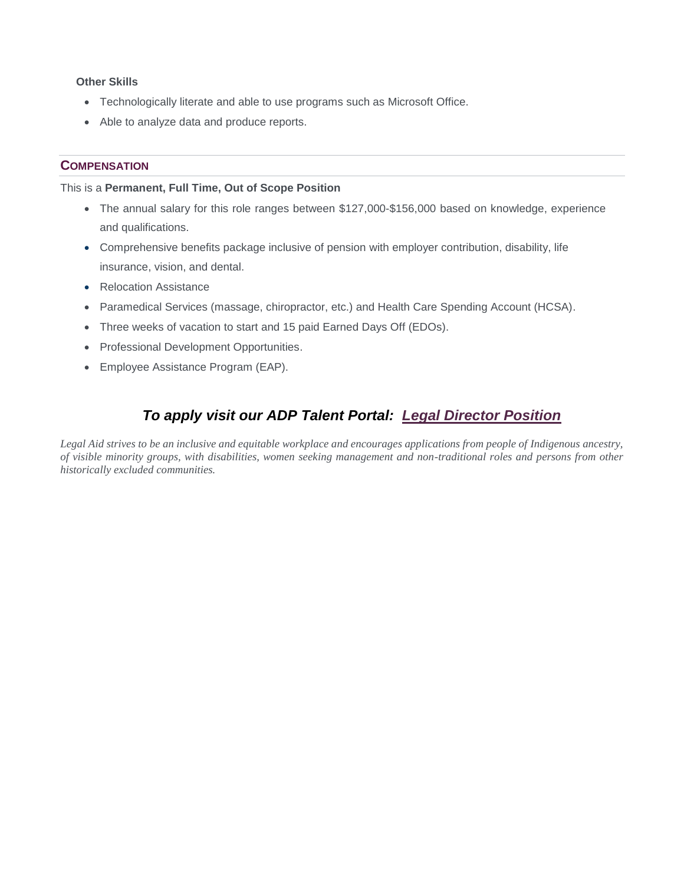**Other Skills**

- Technologically literate and able to use programs such as Microsoft Office.
- Able to analyze data and produce reports.

## COMPENSATION

This is a **Permanent, Full Time, Out of Scope Position**

- The annual salary for this role ranges between $127,000-$156,000 based on knowledge, experience and qualifications.
- Comprehensive benefits package inclusive of pension with employer contribution, disability, life insurance, vision, and dental.
- Relocation Assistance
- Paramedical Services (massage, chiropractor, etc.) and Health Care Spending Account (HCSA).
- Three weeks of vacation to start and 15 paid Earned Days Off (EDOs).
- Professional Development Opportunities.
- Employee Assistance Program (EAP).

### *To apply visit our ADP Talent Portal: Legal Director Position*

*Legal Aid strives to be an inclusive and equitable workplace and encourages applications from people of Indigenous ancestry, of visible minority groups, with disabilities, women seeking management and non-traditional roles and persons from other historically excluded communities.*